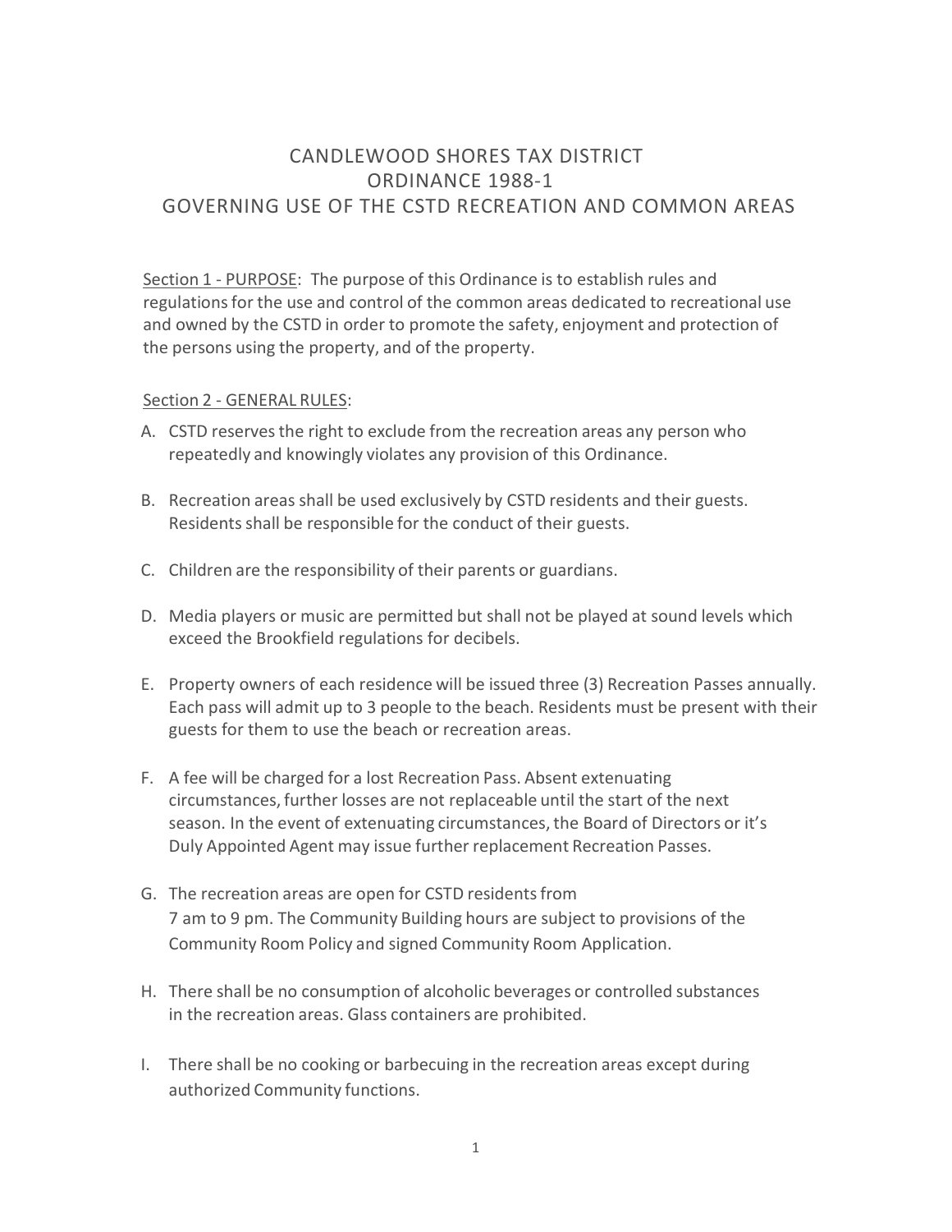# CANDLEWOOD SHORES TAX DISTRICT
## ORDINANCE 1988-1
## GOVERNING USE OF THE CSTD RECREATION AND COMMON AREAS

Section 1 - PURPOSE: The purpose of this Ordinance is to establish rules and regulations for the use and control of the common areas dedicated to recreational use and owned by the CSTD in order to promote the safety, enjoyment and protection of the persons using the property, and of the property.

Section 2 - GENERAL RULES:

A. CSTD reserves the right to exclude from the recreation areas any person who repeatedly and knowingly violates any provision of this Ordinance.

B. Recreation areas shall be used exclusively by CSTD residents and their guests. Residents shall be responsible for the conduct of their guests.

C. Children are the responsibility of their parents or guardians.

D. Media players or music are permitted but shall not be played at sound levels which exceed the Brookfield regulations for decibels.

E. Property owners of each residence will be issued three (3) Recreation Passes annually. Each pass will admit up to 3 people to the beach. Residents must be present with their guests for them to use the beach or recreation areas.

F. A fee will be charged for a lost Recreation Pass. Absent extenuating circumstances, further losses are not replaceable until the start of the next season. In the event of extenuating circumstances, the Board of Directors or it's Duly Appointed Agent may issue further replacement Recreation Passes.

G. The recreation areas are open for CSTD residents from 7 am to 9 pm. The Community Building hours are subject to provisions of the Community Room Policy and signed Community Room Application.

H. There shall be no consumption of alcoholic beverages or controlled substances in the recreation areas. Glass containers are prohibited.

I. There shall be no cooking or barbecuing in the recreation areas except during authorized Community functions.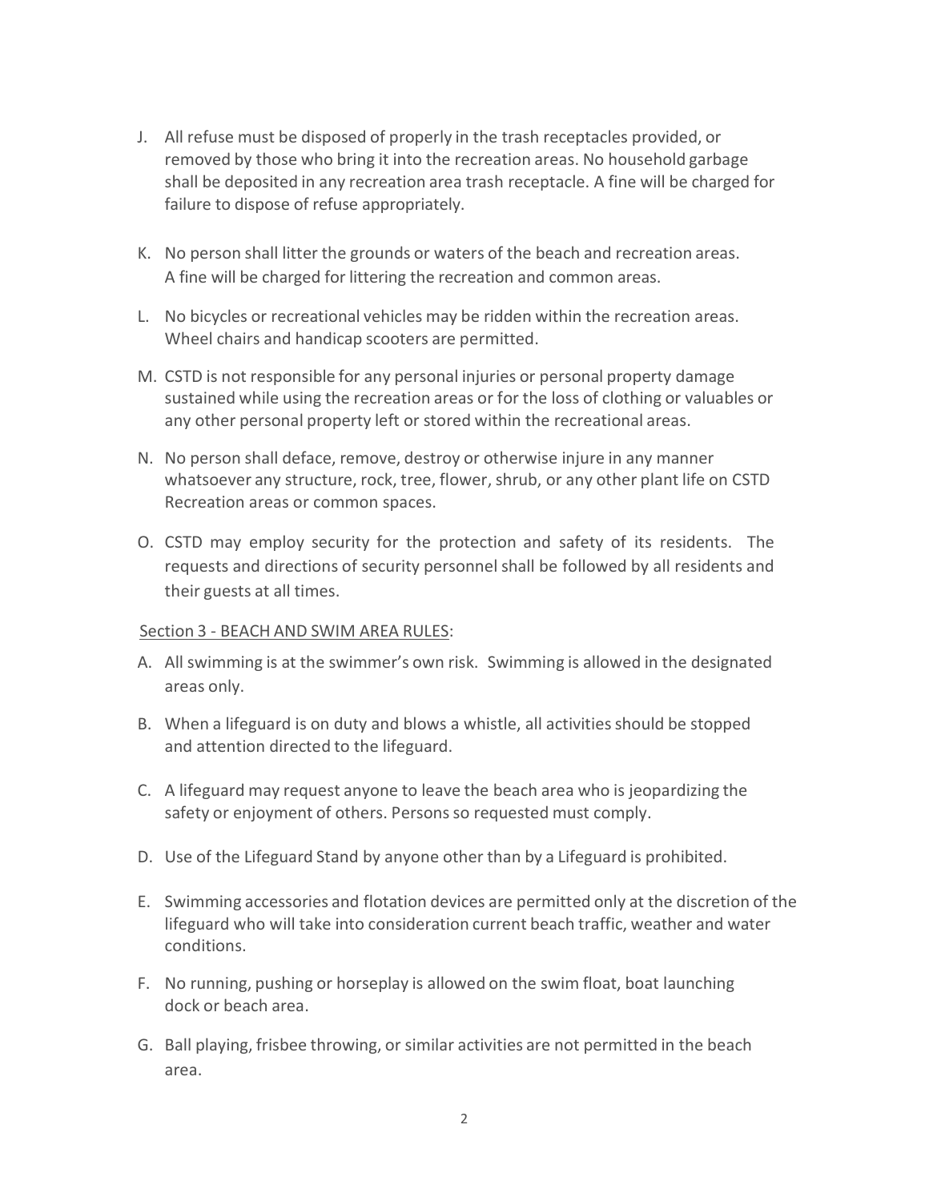J. All refuse must be disposed of properly in the trash receptacles provided, or removed by those who bring it into the recreation areas. No household garbage shall be deposited in any recreation area trash receptacle. A fine will be charged for failure to dispose of refuse appropriately.

K. No person shall litter the grounds or waters of the beach and recreation areas. A fine will be charged for littering the recreation and common areas.

L. No bicycles or recreational vehicles may be ridden within the recreation areas. Wheel chairs and handicap scooters are permitted.

M. CSTD is not responsible for any personal injuries or personal property damage sustained while using the recreation areas or for the loss of clothing or valuables or any other personal property left or stored within the recreational areas.

N. No person shall deface, remove, destroy or otherwise injure in any manner whatsoever any structure, rock, tree, flower, shrub, or any other plant life on CSTD Recreation areas or common spaces.

O. CSTD may employ security for the protection and safety of its residents. The requests and directions of security personnel shall be followed by all residents and their guests at all times.

<u>Section 3 - BEACH AND SWIM AREA RULES</u>:

A. All swimming is at the swimmer's own risk. Swimming is allowed in the designated areas only.

B. When a lifeguard is on duty and blows a whistle, all activities should be stopped and attention directed to the lifeguard.

C. A lifeguard may request anyone to leave the beach area who is jeopardizing the safety or enjoyment of others. Persons so requested must comply.

D. Use of the Lifeguard Stand by anyone other than by a Lifeguard is prohibited.

E. Swimming accessories and flotation devices are permitted only at the discretion of the lifeguard who will take into consideration current beach traffic, weather and water conditions.

F. No running, pushing or horseplay is allowed on the swim float, boat launching dock or beach area.

G. Ball playing, frisbee throwing, or similar activities are not permitted in the beach area.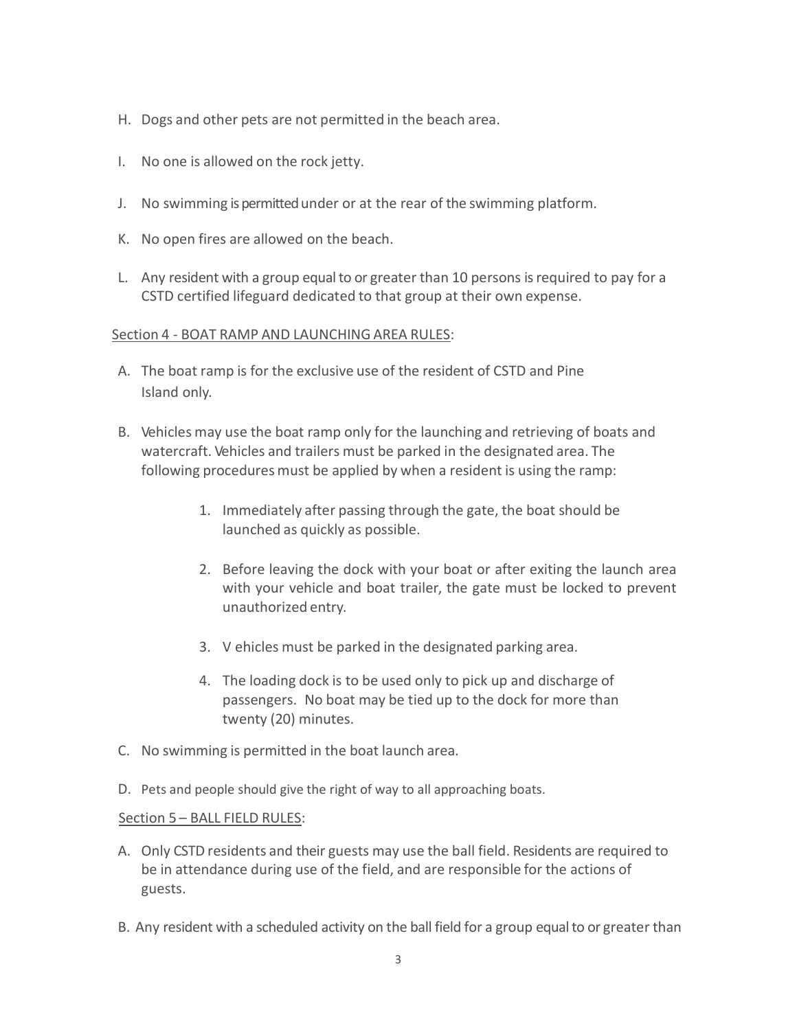H. Dogs and other pets are not permitted in the beach area.

I. No one is allowed on the rock jetty.

J. No swimming is permitted under or at the rear of the swimming platform.

K. No open fires are allowed on the beach.

L. Any resident with a group equal to or greater than 10 persons is required to pay for a CSTD certified lifeguard dedicated to that group at their own expense.

<u>Section 4 - BOAT RAMP AND LAUNCHING AREA RULES</u>:

A. The boat ramp is for the exclusive use of the resident of CSTD and Pine Island only.

B. Vehicles may use the boat ramp only for the launching and retrieving of boats and watercraft. Vehicles and trailers must be parked in the designated area. The following procedures must be applied by when a resident is using the ramp:

   1. Immediately after passing through the gate, the boat should be launched as quickly as possible.

   2. Before leaving the dock with your boat or after exiting the launch area with your vehicle and boat trailer, the gate must be locked to prevent unauthorized entry.

   3. V ehicles must be parked in the designated parking area.

   4. The loading dock is to be used only to pick up and discharge of passengers. No boat may be tied up to the dock for more than twenty (20) minutes.

C. No swimming is permitted in the boat launch area.

D. Pets and people should give the right of way to all approaching boats.

<u>Section 5 – BALL FIELD RULES</u>:

A. Only CSTD residents and their guests may use the ball field. Residents are required to be in attendance during use of the field, and are responsible for the actions of guests.

B. Any resident with a scheduled activity on the ball field for a group equal to or greater than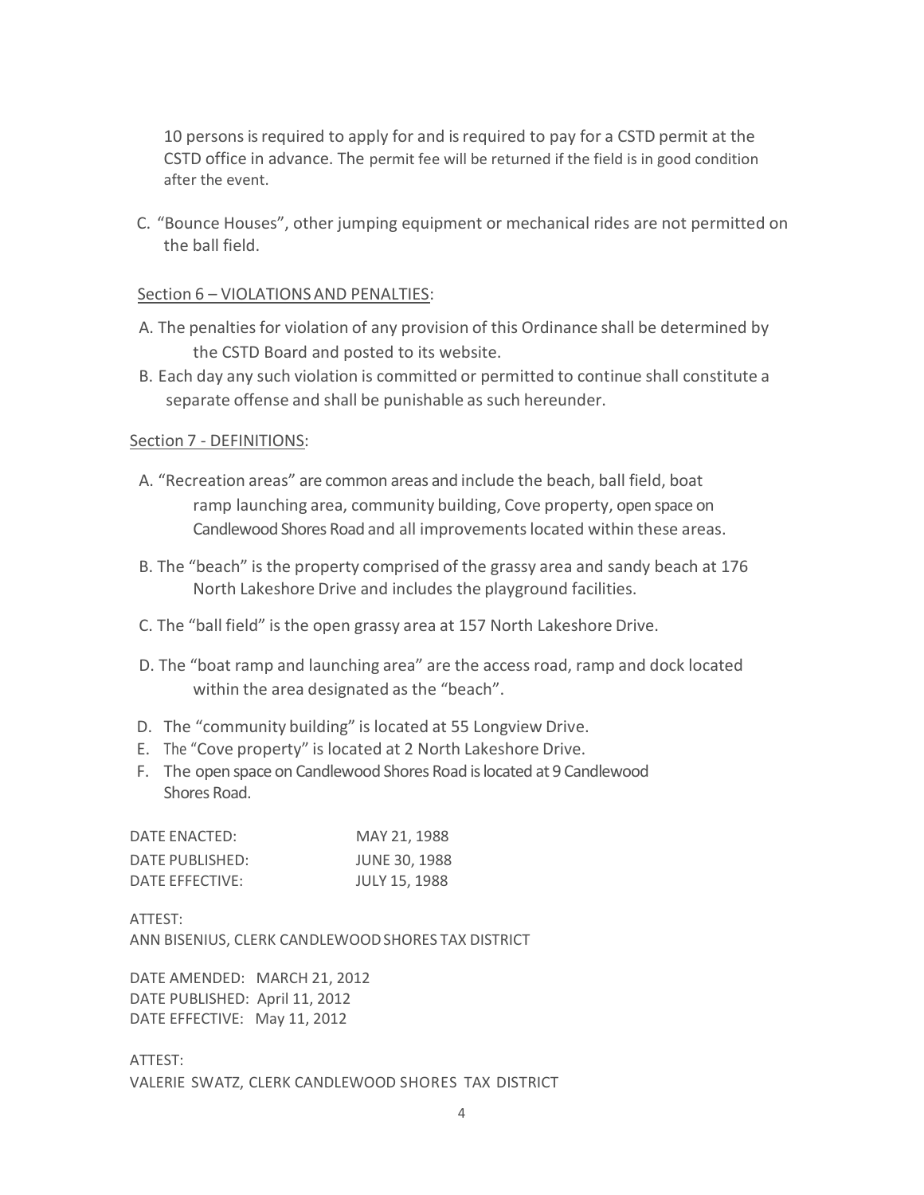10 persons is required to apply for and is required to pay for a CSTD permit at the CSTD office in advance. The permit fee will be returned if the field is in good condition after the event.

C. "Bounce Houses", other jumping equipment or mechanical rides are not permitted on the ball field.

Section 6 – VIOLATIONS AND PENALTIES:

A. The penalties for violation of any provision of this Ordinance shall be determined by the CSTD Board and posted to its website.
B. Each day any such violation is committed or permitted to continue shall constitute a separate offense and shall be punishable as such hereunder.

Section 7 - DEFINITIONS:

A. "Recreation areas" are common areas and include the beach, ball field, boat ramp launching area, community building, Cove property, open space on Candlewood Shores Road and all improvements located within these areas.

B. The "beach" is the property comprised of the grassy area and sandy beach at 176 North Lakeshore Drive and includes the playground facilities.

C. The "ball field" is the open grassy area at 157 North Lakeshore Drive.

D. The "boat ramp and launching area" are the access road, ramp and dock located within the area designated as the "beach".

D. The "community building" is located at 55 Longview Drive.
E. The "Cove property" is located at 2 North Lakeshore Drive.
F. The open space on Candlewood Shores Road is located at 9 Candlewood Shores Road.

| | |
|---|---|
| DATE ENACTED: | MAY 21, 1988 |
| DATE PUBLISHED: | JUNE 30, 1988 |
| DATE EFFECTIVE: | JULY 15, 1988 |

ATTEST:
ANN BISENIUS, CLERK CANDLEWOOD SHORES TAX DISTRICT

DATE AMENDED: MARCH 21, 2012
DATE PUBLISHED: April 11, 2012
DATE EFFECTIVE: May 11, 2012

ATTEST:
VALERIE SWATZ, CLERK CANDLEWOOD SHORES TAX DISTRICT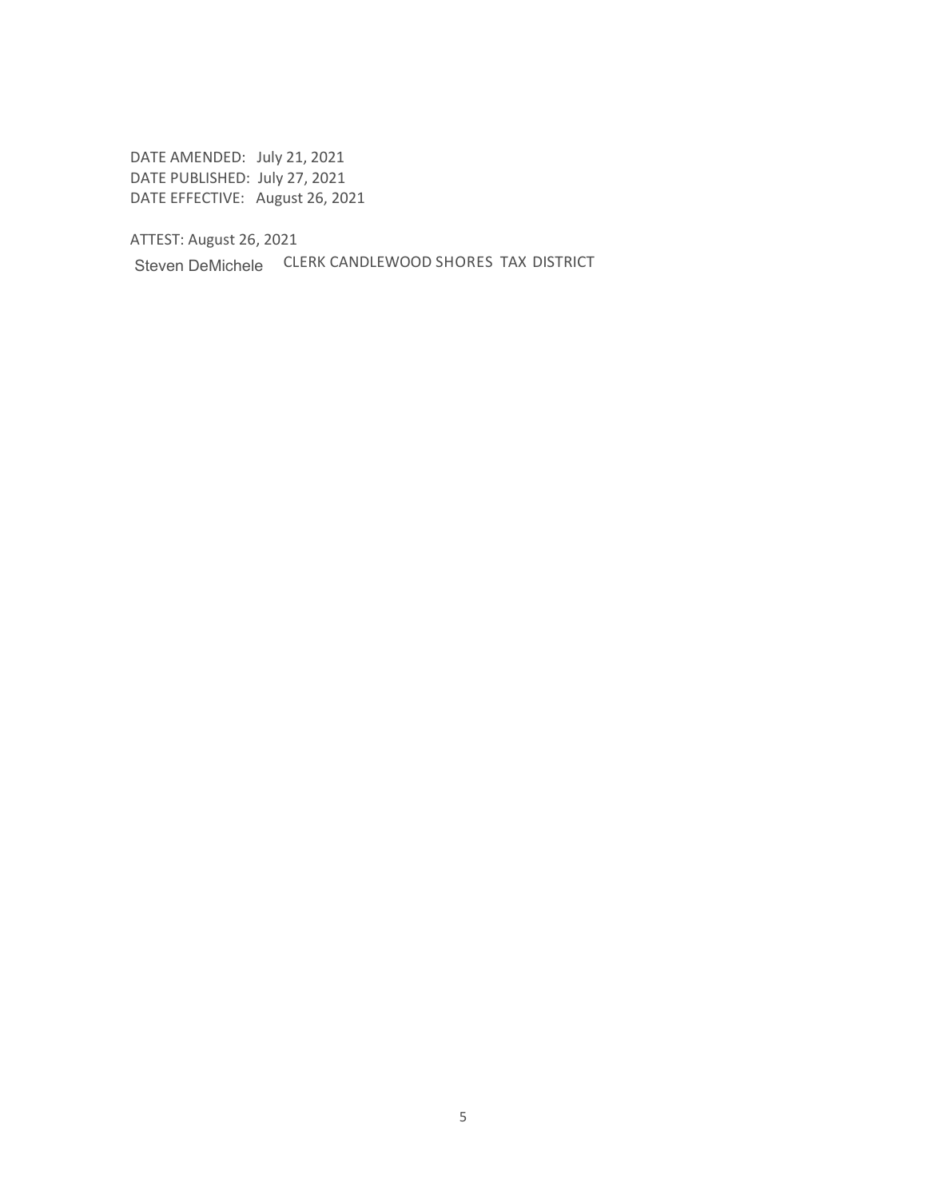DATE AMENDED: July 21, 2021
DATE PUBLISHED: July 27, 2021
DATE EFFECTIVE: August 26, 2021

ATTEST: August 26, 2021
Steven DeMichele CLERK CANDLEWOOD SHORES TAX DISTRICT